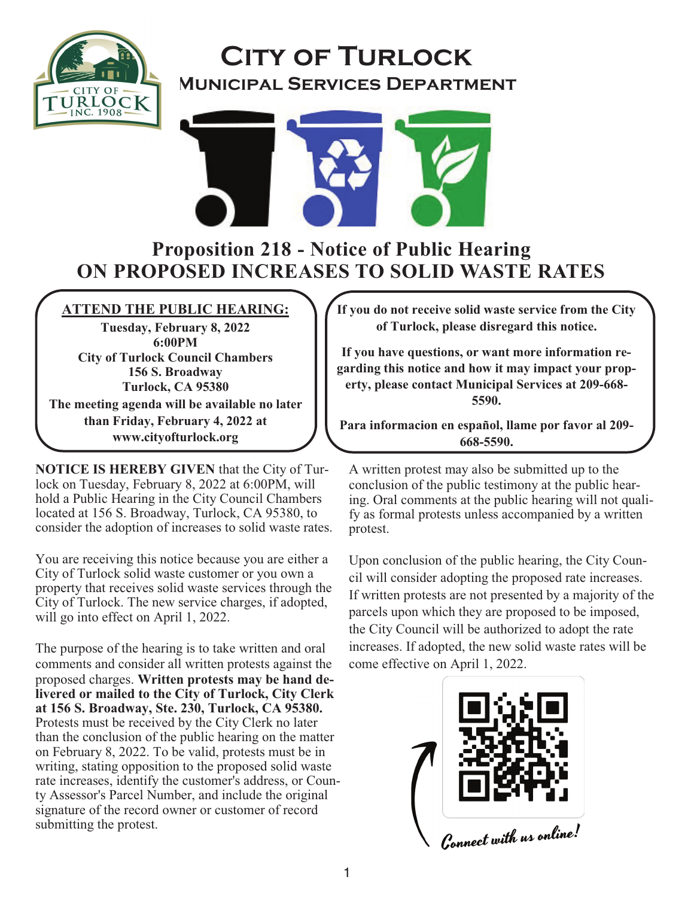# City of Turlock

## Municipal Services Department

# Proposition 218 - Notice of Public Hearing ON PROPOSED INCREASES TO SOLID WASTE RATES

**ATTEND THE PUBLIC HEARING:**

**Tuesday, February 8, 2022**
**6:00PM**
**City of Turlock Council Chambers**
**156 S. Broadway**
**Turlock, CA 95380**
**The meeting agenda will be available no later than Friday, February 4, 2022 at www.cityofturlock.org**

**If you do not receive solid waste service from the City of Turlock, please disregard this notice.**

**If you have questions, or want more information regarding this notice and how it may impact your property, please contact Municipal Services at 209-668-5590.**

**Para informacion en español, llame por favor al 209-668-5590.**

**NOTICE IS HEREBY GIVEN** that the City of Turlock on Tuesday, February 8, 2022 at 6:00PM, will hold a Public Hearing in the City Council Chambers located at 156 S. Broadway, Turlock, CA 95380, to consider the adoption of increases to solid waste rates.

You are receiving this notice because you are either a City of Turlock solid waste customer or you own a property that receives solid waste services through the City of Turlock. The new service charges, if adopted, will go into effect on April 1, 2022.

The purpose of the hearing is to take written and oral comments and consider all written protests against the proposed charges. **Written protests may be hand delivered or mailed to the City of Turlock, City Clerk at 156 S. Broadway, Ste. 230, Turlock, CA 95380.** Protests must be received by the City Clerk no later than the conclusion of the public hearing on the matter on February 8, 2022. To be valid, protests must be in writing, stating opposition to the proposed solid waste rate increases, identify the customer's address, or County Assessor's Parcel Number, and include the original signature of the record owner or customer of record submitting the protest.

A written protest may also be submitted up to the conclusion of the public testimony at the public hearing. Oral comments at the public hearing will not qualify as formal protests unless accompanied by a written protest.

Upon conclusion of the public hearing, the City Council will consider adopting the proposed rate increases. If written protests are not presented by a majority of the parcels upon which they are proposed to be imposed, the City Council will be authorized to adopt the rate increases. If adopted, the new solid waste rates will become effective on April 1, 2022.

*Connect with us online!*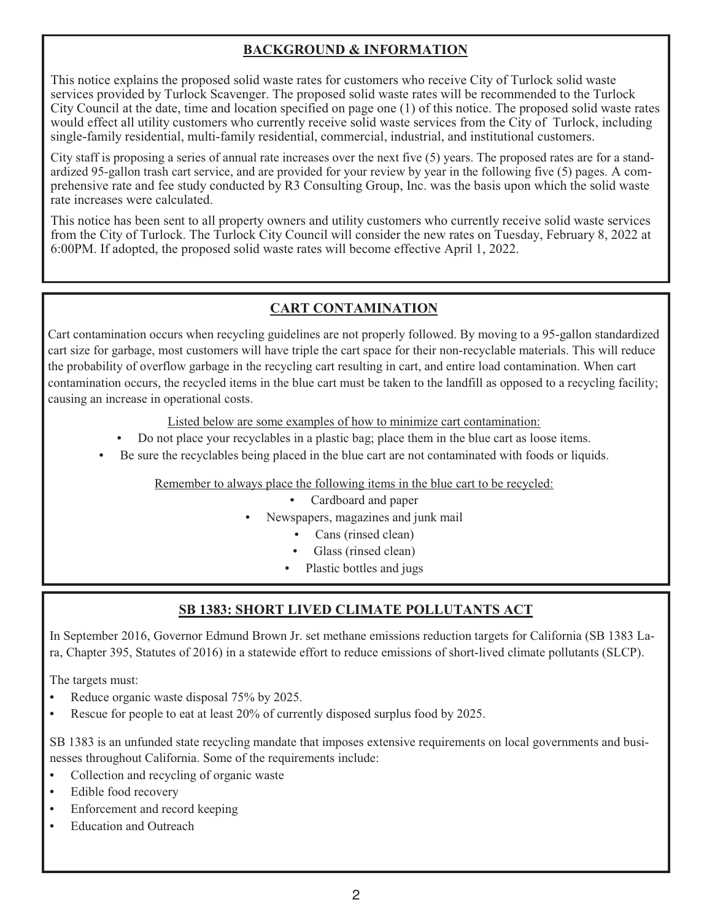## BACKGROUND & INFORMATION

This notice explains the proposed solid waste rates for customers who receive City of Turlock solid waste services provided by Turlock Scavenger. The proposed solid waste rates will be recommended to the Turlock City Council at the date, time and location specified on page one (1) of this notice. The proposed solid waste rates would effect all utility customers who currently receive solid waste services from the City of Turlock, including single-family residential, multi-family residential, commercial, industrial, and institutional customers.

City staff is proposing a series of annual rate increases over the next five (5) years. The proposed rates are for a standardized 95-gallon trash cart service, and are provided for your review by year in the following five (5) pages. A comprehensive rate and fee study conducted by R3 Consulting Group, Inc. was the basis upon which the solid waste rate increases were calculated.

This notice has been sent to all property owners and utility customers who currently receive solid waste services from the City of Turlock. The Turlock City Council will consider the new rates on Tuesday, February 8, 2022 at 6:00PM. If adopted, the proposed solid waste rates will become effective April 1, 2022.

## CART CONTAMINATION

Cart contamination occurs when recycling guidelines are not properly followed. By moving to a 95-gallon standardized cart size for garbage, most customers will have triple the cart space for their non-recyclable materials. This will reduce the probability of overflow garbage in the recycling cart resulting in cart, and entire load contamination. When cart contamination occurs, the recycled items in the blue cart must be taken to the landfill as opposed to a recycling facility; causing an increase in operational costs.

Listed below are some examples of how to minimize cart contamination:

- Do not place your recyclables in a plastic bag; place them in the blue cart as loose items.
- Be sure the recyclables being placed in the blue cart are not contaminated with foods or liquids.

Remember to always place the following items in the blue cart to be recycled:

- Cardboard and paper
- Newspapers, magazines and junk mail
- Cans (rinsed clean)
- Glass (rinsed clean)
- Plastic bottles and jugs

## SB 1383: SHORT LIVED CLIMATE POLLUTANTS ACT

In September 2016, Governor Edmund Brown Jr. set methane emissions reduction targets for California (SB 1383 Lara, Chapter 395, Statutes of 2016) in a statewide effort to reduce emissions of short-lived climate pollutants (SLCP).

The targets must:

- Reduce organic waste disposal 75% by 2025.
- Rescue for people to eat at least 20% of currently disposed surplus food by 2025.

SB 1383 is an unfunded state recycling mandate that imposes extensive requirements on local governments and businesses throughout California. Some of the requirements include:

- Collection and recycling of organic waste
- Edible food recovery
- Enforcement and record keeping
- Education and Outreach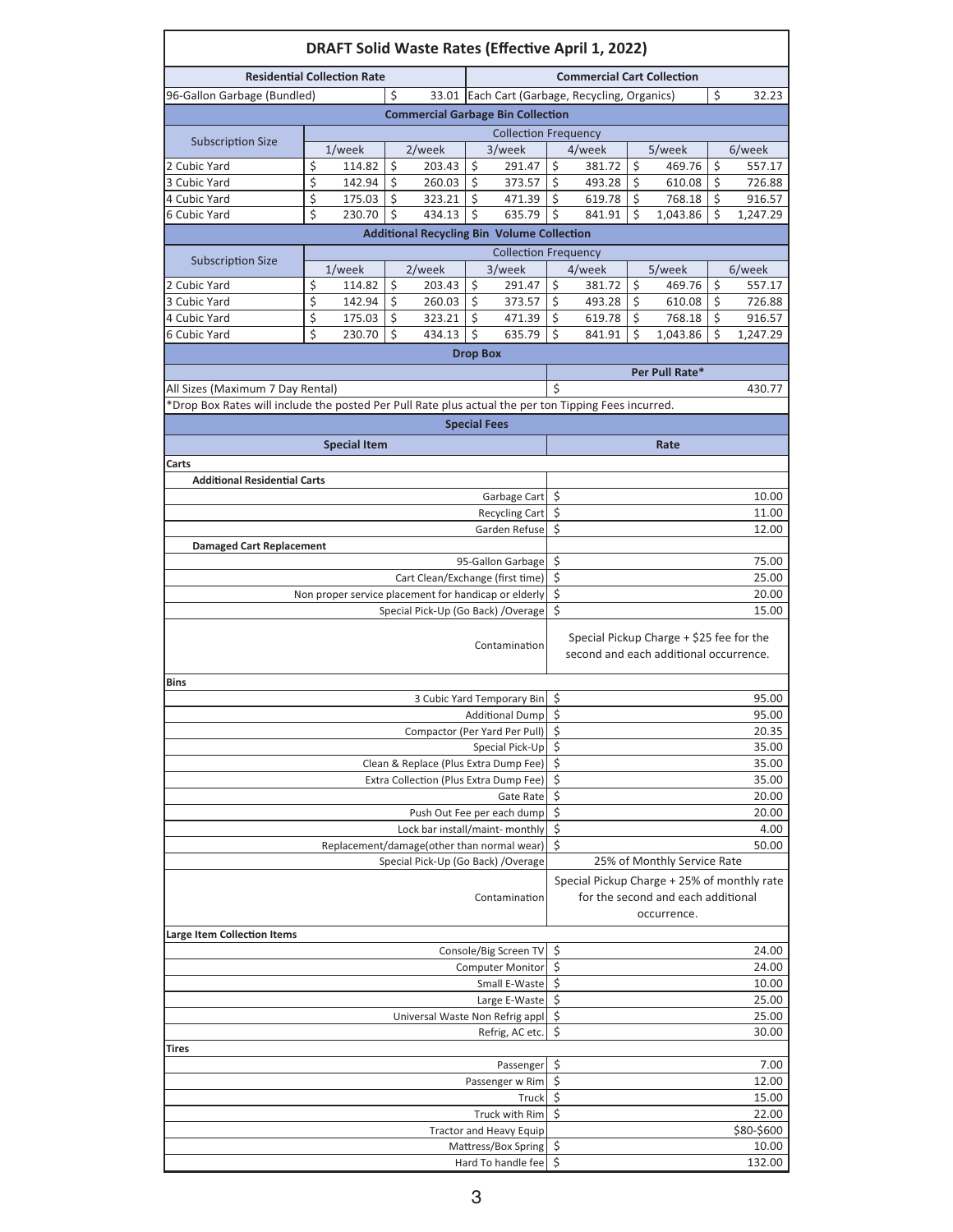# DRAFT Solid Waste Rates (Effective April 1, 2022)

| Residential Collection Rate | | Commercial Cart Collection | |
|---|---|---|---|
| 96-Gallon Garbage (Bundled) | $ 33.01 | Each Cart (Garbage, Recycling, Organics) | $ 32.23 |

## Commercial Garbage Bin Collection

| Subscription Size | Collection Frequency | | | | | |
|---|---|---|---|---|---|---|
| | 1/week | 2/week | 3/week | 4/week | 5/week | 6/week |
| 2 Cubic Yard | $ 114.82 | $ 203.43 | $ 291.47 | $ 381.72 | $ 469.76 | $ 557.17 |
| 3 Cubic Yard | $ 142.94 | $ 260.03 | $ 373.57 | $ 493.28 | $ 610.08 | $ 726.88 |
| 4 Cubic Yard | $ 175.03 | $ 323.21 | $ 471.39 | $ 619.78 | $ 768.18 | $ 916.57 |
| 6 Cubic Yard | $ 230.70 | $ 434.13 | $ 635.79 | $ 841.91 | $ 1,043.86 | $ 1,247.29 |

## Additional Recycling Bin Volume Collection

| Subscription Size | Collection Frequency | | | | | |
|---|---|---|---|---|---|---|
| | 1/week | 2/week | 3/week | 4/week | 5/week | 6/week |
| 2 Cubic Yard | $ 114.82 | $ 203.43 | $ 291.47 | $ 381.72 | $ 469.76 | $ 557.17 |
| 3 Cubic Yard | $ 142.94 | $ 260.03 | $ 373.57 | $ 493.28 | $ 610.08 | $ 726.88 |
| 4 Cubic Yard | $ 175.03 | $ 323.21 | $ 471.39 | $ 619.78 | $ 768.18 | $ 916.57 |
| 6 Cubic Yard | $ 230.70 | $ 434.13 | $ 635.79 | $ 841.91 | $ 1,043.86 | $ 1,247.29 |

## Drop Box

| | Per Pull Rate* |
|---|---|
| All Sizes (Maximum 7 Day Rental) | $ 430.77 |

*Drop Box Rates will include the posted Per Pull Rate plus actual the per ton Tipping Fees incurred.

## Special Fees

| Special Item | Rate |
|---|---|
| **Carts** | |
| **Additional Residential Carts** | |
| Garbage Cart | $ 10.00 |
| Recycling Cart | $ 11.00 |
| Garden Refuse | $ 12.00 |
| **Damaged Cart Replacement** | |
| 95-Gallon Garbage | $ 75.00 |
| Cart Clean/Exchange (first time) | $ 25.00 |
| Non proper service placement for handicap or elderly | $ 20.00 |
| Special Pick-Up (Go Back) /Overage | $ 15.00 |
| Contamination | Special Pickup Charge + $25 fee for the second and each additional occurrence. |
| **Bins** | |
| 3 Cubic Yard Temporary Bin | $ 95.00 |
| Additional Dump | $ 95.00 |
| Compactor (Per Yard Per Pull) | $ 20.35 |
| Special Pick-Up | $ 35.00 |
| Clean & Replace (Plus Extra Dump Fee) | $ 35.00 |
| Extra Collection (Plus Extra Dump Fee) | $ 35.00 |
| Gate Rate | $ 20.00 |
| Push Out Fee per each dump | $ 20.00 |
| Lock bar install/maint- monthly | $ 4.00 |
| Replacement/damage(other than normal wear) | $ 50.00 |
| Special Pick-Up (Go Back) /Overage | 25% of Monthly Service Rate |
| Contamination | Special Pickup Charge + 25% of monthly rate for the second and each additional occurrence. |
| **Large Item Collection Items** | |
| Console/Big Screen TV | $ 24.00 |
| Computer Monitor | $ 24.00 |
| Small E-Waste | $ 10.00 |
| Large E-Waste | $ 25.00 |
| Universal Waste Non Refrig appl | $ 25.00 |
| Refrig, AC etc. | $ 30.00 |
| **Tires** | |
| Passenger | $ 7.00 |
| Passenger w Rim | $ 12.00 |
| Truck | $ 15.00 |
| Truck with Rim | $ 22.00 |
| Tractor and Heavy Equip | $80-$600 |
| Mattress/Box Spring | $ 10.00 |
| Hard To handle fee | $ 132.00 |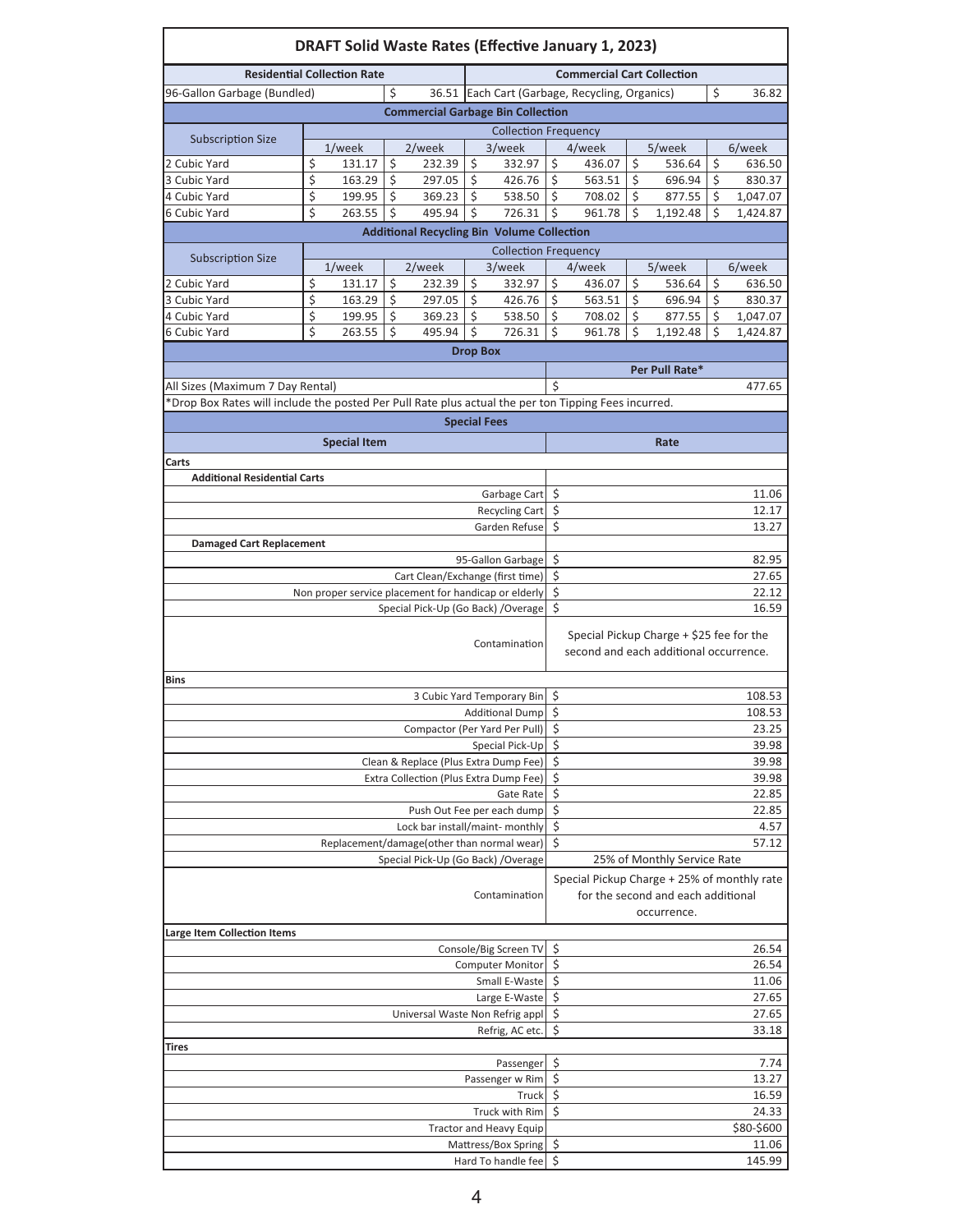# DRAFT Solid Waste Rates (Effective January 1, 2023)

| Residential Collection Rate | | Commercial Cart Collection | |
|---|---|---|---|
| 96-Gallon Garbage (Bundled) | $ 36.51 | Each Cart (Garbage, Recycling, Organics) | $ 36.82 |

## Commercial Garbage Bin Collection

| Subscription Size | Collection Frequency | | | | | |
|---|---|---|---|---|---|---|
| | 1/week | 2/week | 3/week | 4/week | 5/week | 6/week |
| 2 Cubic Yard | $ 131.17 | $ 232.39 | $ 332.97 | $ 436.07 | $ 536.64 | $ 636.50 |
| 3 Cubic Yard | $ 163.29 | $ 297.05 | $ 426.76 | $ 563.51 | $ 696.94 | $ 830.37 |
| 4 Cubic Yard | $ 199.95 | $ 369.23 | $ 538.50 | $ 708.02 | $ 877.55 | $ 1,047.07 |
| 6 Cubic Yard | $ 263.55 | $ 495.94 | $ 726.31 | $ 961.78 | $ 1,192.48 | $ 1,424.87 |

## Additional Recycling Bin Volume Collection

| Subscription Size | Collection Frequency | | | | | |
|---|---|---|---|---|---|---|
| | 1/week | 2/week | 3/week | 4/week | 5/week | 6/week |
| 2 Cubic Yard | $ 131.17 | $ 232.39 | $ 332.97 | $ 436.07 | $ 536.64 | $ 636.50 |
| 3 Cubic Yard | $ 163.29 | $ 297.05 | $ 426.76 | $ 563.51 | $ 696.94 | $ 830.37 |
| 4 Cubic Yard | $ 199.95 | $ 369.23 | $ 538.50 | $ 708.02 | $ 877.55 | $ 1,047.07 |
| 6 Cubic Yard | $ 263.55 | $ 495.94 | $ 726.31 | $ 961.78 | $ 1,192.48 | $ 1,424.87 |

## Drop Box

| | Per Pull Rate* |
|---|---|
| All Sizes (Maximum 7 Day Rental) | $ 477.65 |

*Drop Box Rates will include the posted Per Pull Rate plus actual the per ton Tipping Fees incurred.

## Special Fees

| Special Item | Rate |
|---|---|
| **Carts** | |
| **Additional Residential Carts** | |
| Garbage Cart | $ 11.06 |
| Recycling Cart | $ 12.17 |
| Garden Refuse | $ 13.27 |
| **Damaged Cart Replacement** | |
| 95-Gallon Garbage | $ 82.95 |
| Cart Clean/Exchange (first time) | $ 27.65 |
| Non proper service placement for handicap or elderly | $ 22.12 |
| Special Pick-Up (Go Back) /Overage | $ 16.59 |
| Contamination | Special Pickup Charge + $25 fee for the second and each additional occurrence. |
| **Bins** | |
| 3 Cubic Yard Temporary Bin | $ 108.53 |
| Additional Dump | $ 108.53 |
| Compactor (Per Yard Per Pull) | $ 23.25 |
| Special Pick-Up | $ 39.98 |
| Clean & Replace (Plus Extra Dump Fee) | $ 39.98 |
| Extra Collection (Plus Extra Dump Fee) | $ 39.98 |
| Gate Rate | $ 22.85 |
| Push Out Fee per each dump | $ 22.85 |
| Lock bar install/maint- monthly | $ 4.57 |
| Replacement/damage(other than normal wear) | $ 57.12 |
| Special Pick-Up (Go Back) /Overage | 25% of Monthly Service Rate |
| Contamination | Special Pickup Charge + 25% of monthly rate for the second and each additional occurrence. |
| **Large Item Collection Items** | |
| Console/Big Screen TV | $ 26.54 |
| Computer Monitor | $ 26.54 |
| Small E-Waste | $ 11.06 |
| Large E-Waste | $ 27.65 |
| Universal Waste Non Refrig appl | $ 27.65 |
| Refrig, AC etc. | $ 33.18 |
| **Tires** | |
| Passenger | $ 7.74 |
| Passenger w Rim | $ 13.27 |
| Truck | $ 16.59 |
| Truck with Rim | $ 24.33 |
| Tractor and Heavy Equip | $80-$600 |
| Mattress/Box Spring | $ 11.06 |
| Hard To handle fee | $ 145.99 |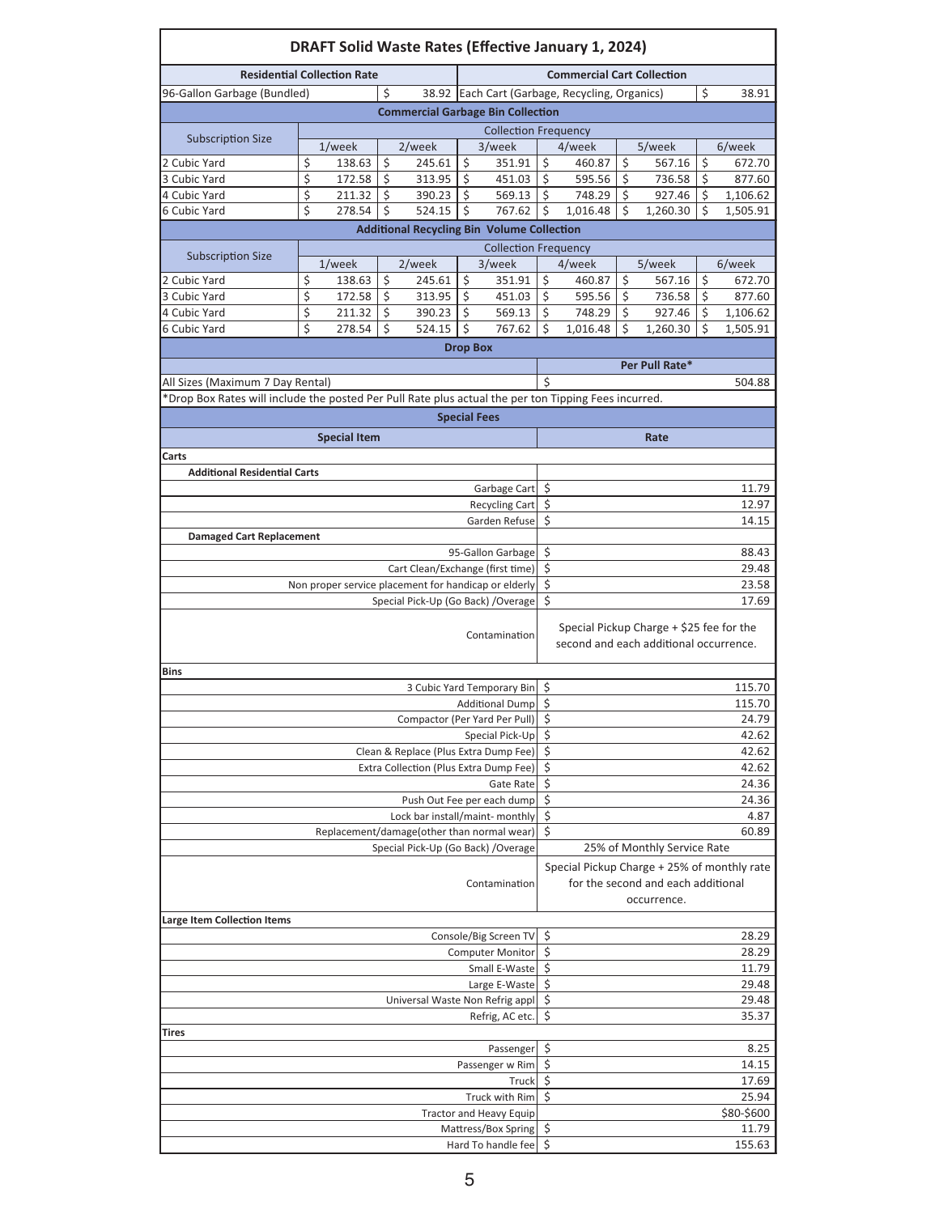## DRAFT Solid Waste Rates (Effective January 1, 2024)

| Residential Collection Rate | | Commercial Cart Collection | |
|---|---|---|---|
| 96-Gallon Garbage (Bundled) | $ 38.92 | Each Cart (Garbage, Recycling, Organics) | $ 38.91 |

### Commercial Garbage Bin Collection

| Subscription Size | Collection Frequency | | | | | |
|---|---|---|---|---|---|---|
| | 1/week | 2/week | 3/week | 4/week | 5/week | 6/week |
| 2 Cubic Yard | $ 138.63 | $ 245.61 | $ 351.91 | $ 460.87 | $ 567.16 | $ 672.70 |
| 3 Cubic Yard | $ 172.58 | $ 313.95 | $ 451.03 | $ 595.56 | $ 736.58 | $ 877.60 |
| 4 Cubic Yard | $ 211.32 | $ 390.23 | $ 569.13 | $ 748.29 | $ 927.46 | $ 1,106.62 |
| 6 Cubic Yard | $ 278.54 | $ 524.15 | $ 767.62 | $ 1,016.48 | $ 1,260.30 | $ 1,505.91 |

### Additional Recycling Bin Volume Collection

| Subscription Size | Collection Frequency | | | | | |
|---|---|---|---|---|---|---|
| | 1/week | 2/week | 3/week | 4/week | 5/week | 6/week |
| 2 Cubic Yard | $ 138.63 | $ 245.61 | $ 351.91 | $ 460.87 | $ 567.16 | $ 672.70 |
| 3 Cubic Yard | $ 172.58 | $ 313.95 | $ 451.03 | $ 595.56 | $ 736.58 | $ 877.60 |
| 4 Cubic Yard | $ 211.32 | $ 390.23 | $ 569.13 | $ 748.29 | $ 927.46 | $ 1,106.62 |
| 6 Cubic Yard | $ 278.54 | $ 524.15 | $ 767.62 | $ 1,016.48 | $ 1,260.30 | $ 1,505.91 |

### Drop Box

| | Per Pull Rate* |
|---|---|
| All Sizes (Maximum 7 Day Rental) | $ 504.88 |

*Drop Box Rates will include the posted Per Pull Rate plus actual the per ton Tipping Fees incurred.

### Special Fees

| Special Item | Rate |
|---|---|
| **Carts** | |
| **Additional Residential Carts** | |
| Garbage Cart | $ 11.79 |
| Recycling Cart | $ 12.97 |
| Garden Refuse | $ 14.15 |
| **Damaged Cart Replacement** | |
| 95-Gallon Garbage | $ 88.43 |
| Cart Clean/Exchange (first time) | $ 29.48 |
| Non proper service placement for handicap or elderly | $ 23.58 |
| Special Pick-Up (Go Back) /Overage | $ 17.69 |
| Contamination | Special Pickup Charge + $25 fee for the second and each additional occurrence. |
| **Bins** | |
| 3 Cubic Yard Temporary Bin | $ 115.70 |
| Additional Dump | $ 115.70 |
| Compactor (Per Yard Per Pull) | $ 24.79 |
| Special Pick-Up | $ 42.62 |
| Clean & Replace (Plus Extra Dump Fee) | $ 42.62 |
| Extra Collection (Plus Extra Dump Fee) | $ 42.62 |
| Gate Rate | $ 24.36 |
| Push Out Fee per each dump | $ 24.36 |
| Lock bar install/maint- monthly | $ 4.87 |
| Replacement/damage(other than normal wear) | $ 60.89 |
| Special Pick-Up (Go Back) /Overage | 25% of Monthly Service Rate |
| Contamination | Special Pickup Charge + 25% of monthly rate for the second and each additional occurrence. |
| **Large Item Collection Items** | |
| Console/Big Screen TV | $ 28.29 |
| Computer Monitor | $ 28.29 |
| Small E-Waste | $ 11.79 |
| Large E-Waste | $ 29.48 |
| Universal Waste Non Refrig appl | $ 29.48 |
| Refrig, AC etc. | $ 35.37 |
| **Tires** | |
| Passenger | $ 8.25 |
| Passenger w Rim | $ 14.15 |
| Truck | $ 17.69 |
| Truck with Rim | $ 25.94 |
| Tractor and Heavy Equip | $80-$600 |
| Mattress/Box Spring | $ 11.79 |
| Hard To handle fee | $ 155.63 |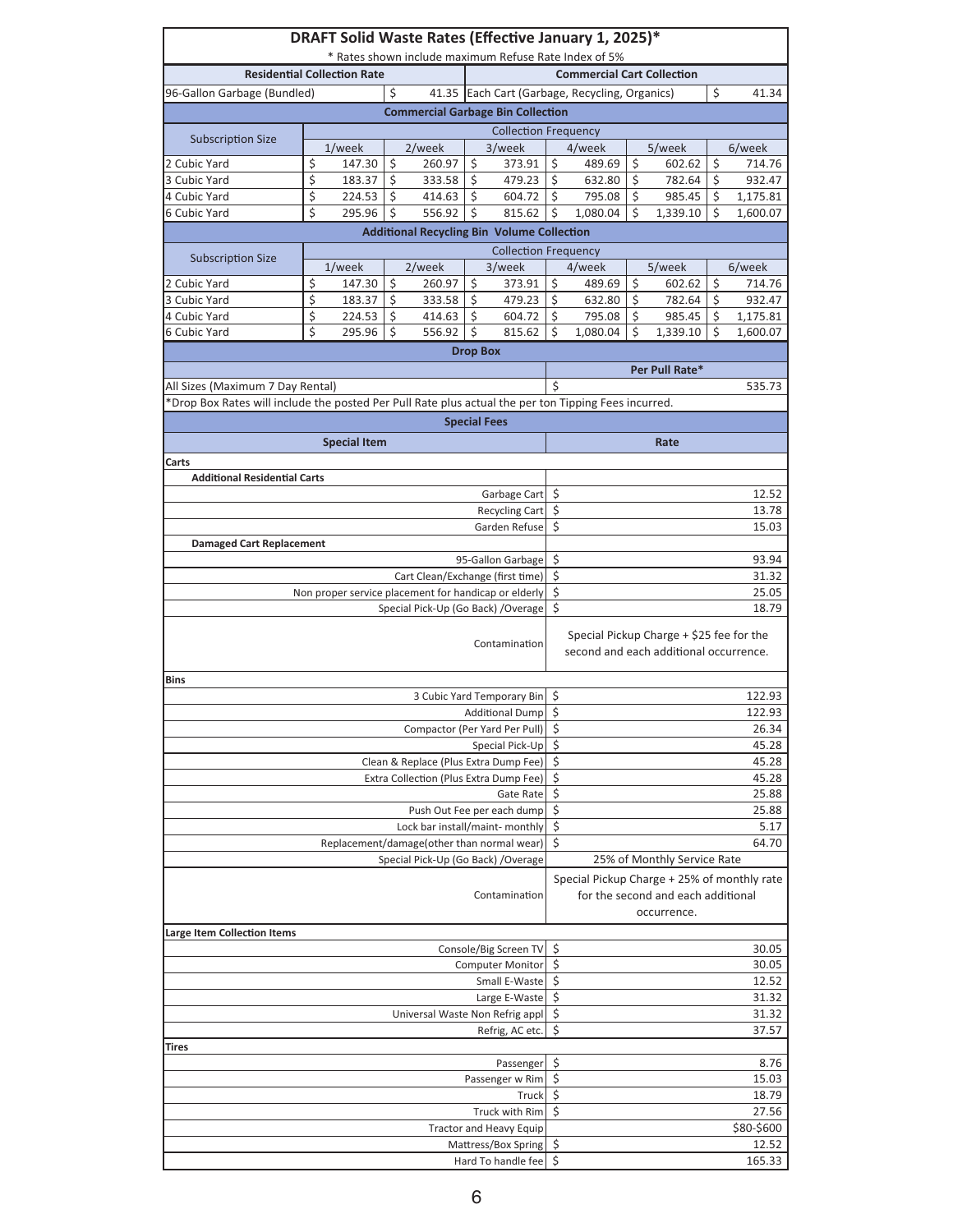## DRAFT Solid Waste Rates (Effective January 1, 2025)*

\* Rates shown include maximum Refuse Rate Index of 5%

| Residential Collection Rate | | Commercial Cart Collection | |
|---|---|---|---|
| 96-Gallon Garbage (Bundled) | $ 41.35 | Each Cart (Garbage, Recycling, Organics) | $ 41.34 |

### Commercial Garbage Bin Collection

| Subscription Size | Collection Frequency | | | | | |
|---|---|---|---|---|---|---|
| | 1/week | 2/week | 3/week | 4/week | 5/week | 6/week |
| 2 Cubic Yard | $ 147.30 | $ 260.97 | $ 373.91 | $ 489.69 | $ 602.62 | $ 714.76 |
| 3 Cubic Yard | $ 183.37 | $ 333.58 | $ 479.23 | $ 632.80 | $ 782.64 | $ 932.47 |
| 4 Cubic Yard | $ 224.53 | $ 414.63 | $ 604.72 | $ 795.08 | $ 985.45 | $ 1,175.81 |
| 6 Cubic Yard | $ 295.96 | $ 556.92 | $ 815.62 | $ 1,080.04 | $ 1,339.10 | $ 1,600.07 |

### Additional Recycling Bin Volume Collection

| Subscription Size | Collection Frequency | | | | | |
|---|---|---|---|---|---|---|
| | 1/week | 2/week | 3/week | 4/week | 5/week | 6/week |
| 2 Cubic Yard | $ 147.30 | $ 260.97 | $ 373.91 | $ 489.69 | $ 602.62 | $ 714.76 |
| 3 Cubic Yard | $ 183.37 | $ 333.58 | $ 479.23 | $ 632.80 | $ 782.64 | $ 932.47 |
| 4 Cubic Yard | $ 224.53 | $ 414.63 | $ 604.72 | $ 795.08 | $ 985.45 | $ 1,175.81 |
| 6 Cubic Yard | $ 295.96 | $ 556.92 | $ 815.62 | $ 1,080.04 | $ 1,339.10 | $ 1,600.07 |

### Drop Box

| | Per Pull Rate* |
|---|---|
| All Sizes (Maximum 7 Day Rental) | $ 535.73 |

*Drop Box Rates will include the posted Per Pull Rate plus actual the per ton Tipping Fees incurred.

### Special Fees

| Special Item | Rate |
|---|---|
| **Carts** | |
| **Additional Residential Carts** | |
| Garbage Cart | $ 12.52 |
| Recycling Cart | $ 13.78 |
| Garden Refuse | $ 15.03 |
| **Damaged Cart Replacement** | |
| 95-Gallon Garbage | $ 93.94 |
| Cart Clean/Exchange (first time) | $ 31.32 |
| Non proper service placement for handicap or elderly | $ 25.05 |
| Special Pick-Up (Go Back) /Overage | $ 18.79 |
| Contamination | Special Pickup Charge + $25 fee for the second and each additional occurrence. |
| **Bins** | |
| 3 Cubic Yard Temporary Bin | $ 122.93 |
| Additional Dump | $ 122.93 |
| Compactor (Per Yard Per Pull) | $ 26.34 |
| Special Pick-Up | $ 45.28 |
| Clean & Replace (Plus Extra Dump Fee) | $ 45.28 |
| Extra Collection (Plus Extra Dump Fee) | $ 45.28 |
| Gate Rate | $ 25.88 |
| Push Out Fee per each dump | $ 25.88 |
| Lock bar install/maint- monthly | $ 5.17 |
| Replacement/damage(other than normal wear) | $ 64.70 |
| Special Pick-Up (Go Back) /Overage | 25% of Monthly Service Rate |
| Contamination | Special Pickup Charge + 25% of monthly rate for the second and each additional occurrence. |
| **Large Item Collection Items** | |
| Console/Big Screen TV | $ 30.05 |
| Computer Monitor | $ 30.05 |
| Small E-Waste | $ 12.52 |
| Large E-Waste | $ 31.32 |
| Universal Waste Non Refrig appl | $ 31.32 |
| Refrig, AC etc. | $ 37.57 |
| **Tires** | |
| Passenger | $ 8.76 |
| Passenger w Rim | $ 15.03 |
| Truck | $ 18.79 |
| Truck with Rim | $ 27.56 |
| Tractor and Heavy Equip | $80-$600 |
| Mattress/Box Spring | $ 12.52 |
| Hard To handle fee | $ 165.33 |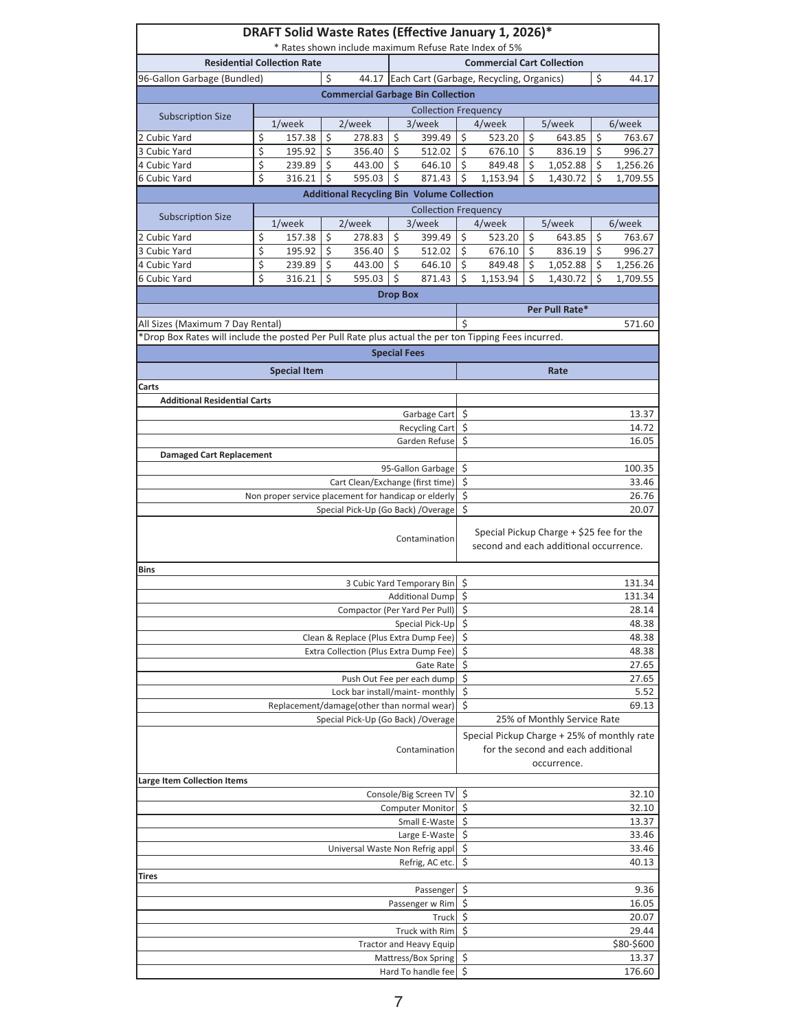## DRAFT Solid Waste Rates (Effective January 1, 2026)*

\* Rates shown include maximum Refuse Rate Index of 5%

| Residential Collection Rate | | Commercial Cart Collection | |
|---|---|---|---|
| 96-Gallon Garbage (Bundled) | $ 44.17 | Each Cart (Garbage, Recycling, Organics) | $ 44.17 |

### Commercial Garbage Bin Collection

| Subscription Size | Collection Frequency | | | | | |
|---|---|---|---|---|---|---|
| | 1/week | 2/week | 3/week | 4/week | 5/week | 6/week |
| 2 Cubic Yard | $ 157.38 | $ 278.83 | $ 399.49 | $ 523.20 | $ 643.85 | $ 763.67 |
| 3 Cubic Yard | $ 195.92 | $ 356.40 | $ 512.02 | $ 676.10 | $ 836.19 | $ 996.27 |
| 4 Cubic Yard | $ 239.89 | $ 443.00 | $ 646.10 | $ 849.48 | $ 1,052.88 | $ 1,256.26 |
| 6 Cubic Yard | $ 316.21 | $ 595.03 | $ 871.43 | $ 1,153.94 | $ 1,430.72 | $ 1,709.55 |

### Additional Recycling Bin Volume Collection

| Subscription Size | Collection Frequency | | | | | |
|---|---|---|---|---|---|---|
| | 1/week | 2/week | 3/week | 4/week | 5/week | 6/week |
| 2 Cubic Yard | $ 157.38 | $ 278.83 | $ 399.49 | $ 523.20 | $ 643.85 | $ 763.67 |
| 3 Cubic Yard | $ 195.92 | $ 356.40 | $ 512.02 | $ 676.10 | $ 836.19 | $ 996.27 |
| 4 Cubic Yard | $ 239.89 | $ 443.00 | $ 646.10 | $ 849.48 | $ 1,052.88 | $ 1,256.26 |
| 6 Cubic Yard | $ 316.21 | $ 595.03 | $ 871.43 | $ 1,153.94 | $ 1,430.72 | $ 1,709.55 |

### Drop Box

| | Per Pull Rate* |
|---|---|
| All Sizes (Maximum 7 Day Rental) | $ 571.60 |

*Drop Box Rates will include the posted Per Pull Rate plus actual the per ton Tipping Fees incurred.

### Special Fees

| Special Item | Rate |
|---|---|
| **Carts** | |
| **Additional Residential Carts** | |
| Garbage Cart | $ 13.37 |
| Recycling Cart | $ 14.72 |
| Garden Refuse | $ 16.05 |
| **Damaged Cart Replacement** | |
| 95-Gallon Garbage | $ 100.35 |
| Cart Clean/Exchange (first time) | $ 33.46 |
| Non proper service placement for handicap or elderly | $ 26.76 |
| Special Pick-Up (Go Back) /Overage | $ 20.07 |
| Contamination | Special Pickup Charge + $25 fee for the second and each additional occurrence. |
| **Bins** | |
| 3 Cubic Yard Temporary Bin | $ 131.34 |
| Additional Dump | $ 131.34 |
| Compactor (Per Yard Per Pull) | $ 28.14 |
| Special Pick-Up | $ 48.38 |
| Clean & Replace (Plus Extra Dump Fee) | $ 48.38 |
| Extra Collection (Plus Extra Dump Fee) | $ 48.38 |
| Gate Rate | $ 27.65 |
| Push Out Fee per each dump | $ 27.65 |
| Lock bar install/maint- monthly | $ 5.52 |
| Replacement/damage(other than normal wear) | $ 69.13 |
| Special Pick-Up (Go Back) /Overage | 25% of Monthly Service Rate |
| Contamination | Special Pickup Charge + 25% of monthly rate for the second and each additional occurrence. |
| **Large Item Collection Items** | |
| Console/Big Screen TV | $ 32.10 |
| Computer Monitor | $ 32.10 |
| Small E-Waste | $ 13.37 |
| Large E-Waste | $ 33.46 |
| Universal Waste Non Refrig appl | $ 33.46 |
| Refrig, AC etc. | $ 40.13 |
| **Tires** | |
| Passenger | $ 9.36 |
| Passenger w Rim | $ 16.05 |
| Truck | $ 20.07 |
| Truck with Rim | $ 29.44 |
| Tractor and Heavy Equip | $80-$600 |
| Mattress/Box Spring | $ 13.37 |
| Hard To handle fee | $ 176.60 |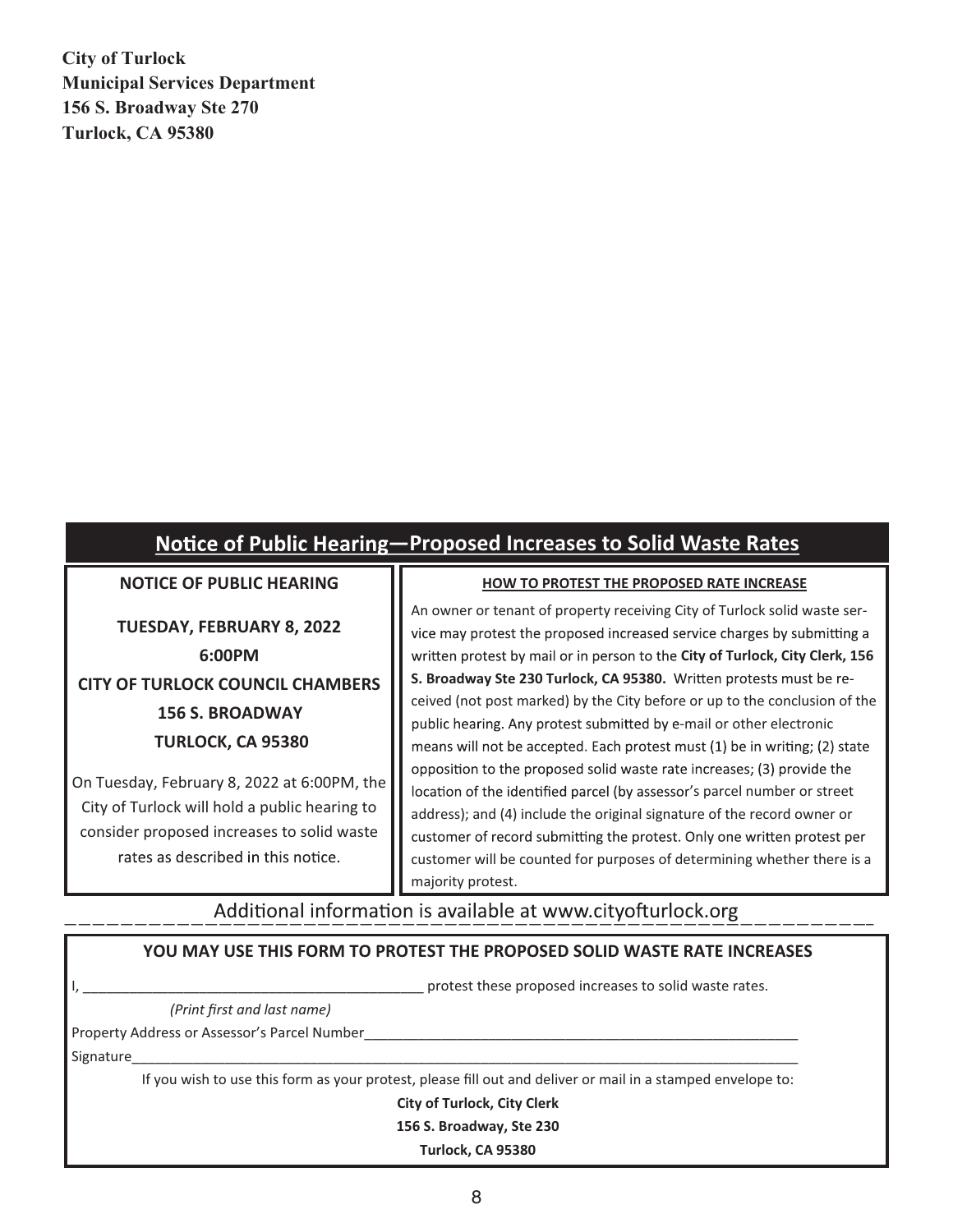**City of Turlock**
**Municipal Services Department**
**156 S. Broadway Ste 270**
**Turlock, CA 95380**

## Notice of Public Hearing—Proposed Increases to Solid Waste Rates

**NOTICE OF PUBLIC HEARING**

**TUESDAY, FEBRUARY 8, 2022**
**6:00PM**
**CITY OF TURLOCK COUNCIL CHAMBERS**
**156 S. BROADWAY**
**TURLOCK, CA 95380**

On Tuesday, February 8, 2022 at 6:00PM, the City of Turlock will hold a public hearing to consider proposed increases to solid waste rates as described in this notice.

**HOW TO PROTEST THE PROPOSED RATE INCREASE**

An owner or tenant of property receiving City of Turlock solid waste service may protest the proposed increased service charges by submitting a written protest by mail or in person to the **City of Turlock, City Clerk, 156 S. Broadway Ste 230 Turlock, CA 95380.** Written protests must be received (not post marked) by the City before or up to the conclusion of the public hearing. Any protest submitted by e-mail or other electronic means will not be accepted. Each protest must (1) be in writing; (2) state opposition to the proposed solid waste rate increases; (3) provide the location of the identified parcel (by assessor's parcel number or street address); and (4) include the original signature of the record owner or customer of record submitting the protest. Only one written protest per customer will be counted for purposes of determining whether there is a majority protest.

Additional information is available at www.cityofturlock.org

**YOU MAY USE THIS FORM TO PROTEST THE PROPOSED SOLID WASTE RATE INCREASES**

I, ____________________________________________ protest these proposed increases to solid waste rates.

*(Print first and last name)*

Property Address or Assessor's Parcel Number____________________________________________

Signature____________________________________________

If you wish to use this form as your protest, please fill out and deliver or mail in a stamped envelope to:

**City of Turlock, City Clerk**
**156 S. Broadway, Ste 230**
**Turlock, CA 95380**